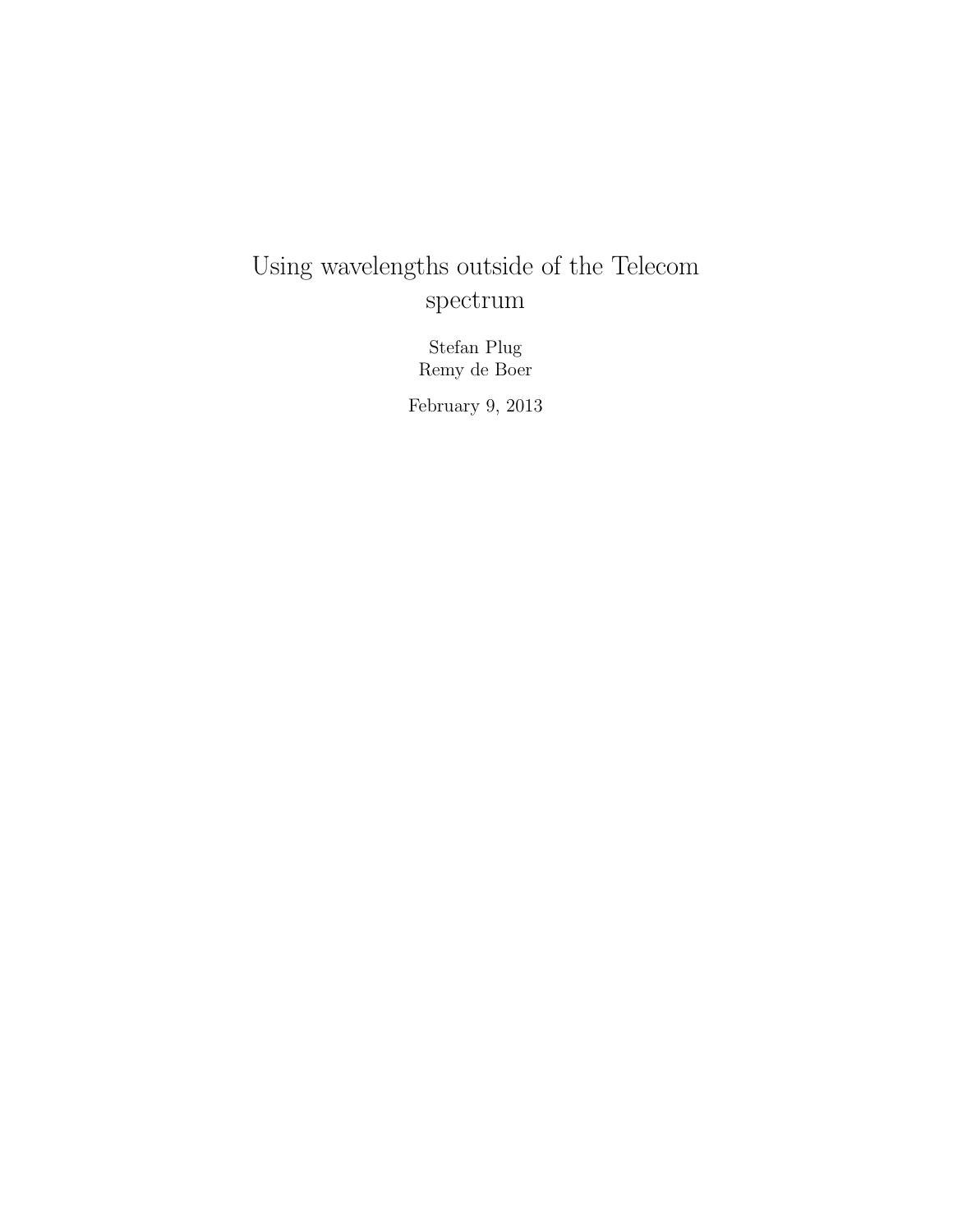# Using wavelengths outside of the Telecom spectrum

Stefan Plug
Remy de Boer

February 9, 2013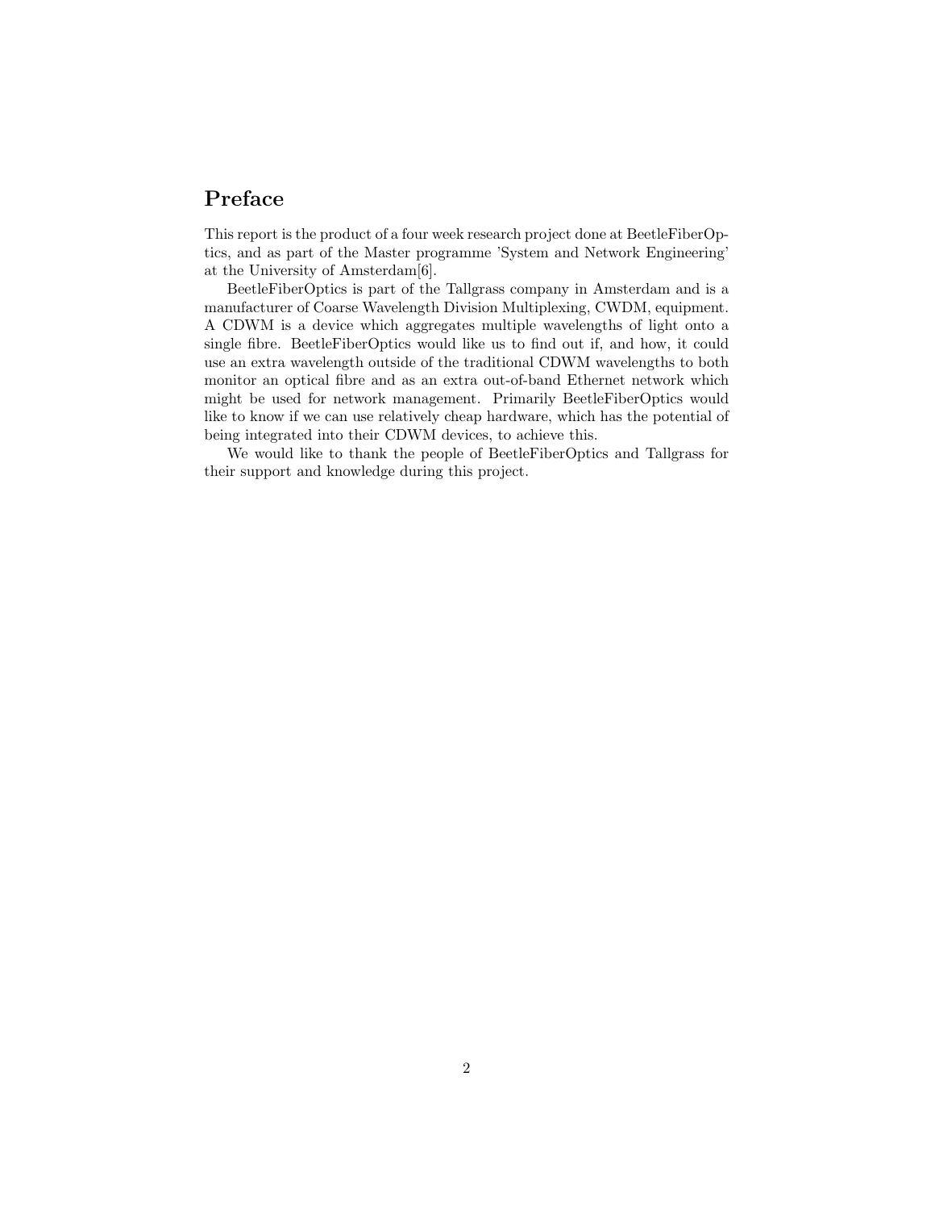## Preface

This report is the product of a four week research project done at BeetleFiberOptics, and as part of the Master programme 'System and Network Engineering' at the University of Amsterdam[6].

BeetleFiberOptics is part of the Tallgrass company in Amsterdam and is a manufacturer of Coarse Wavelength Division Multiplexing, CWDM, equipment. A CDWM is a device which aggregates multiple wavelengths of light onto a single fibre. BeetleFiberOptics would like us to find out if, and how, it could use an extra wavelength outside of the traditional CDWM wavelengths to both monitor an optical fibre and as an extra out-of-band Ethernet network which might be used for network management. Primarily BeetleFiberOptics would like to know if we can use relatively cheap hardware, which has the potential of being integrated into their CDWM devices, to achieve this.

We would like to thank the people of BeetleFiberOptics and Tallgrass for their support and knowledge during this project.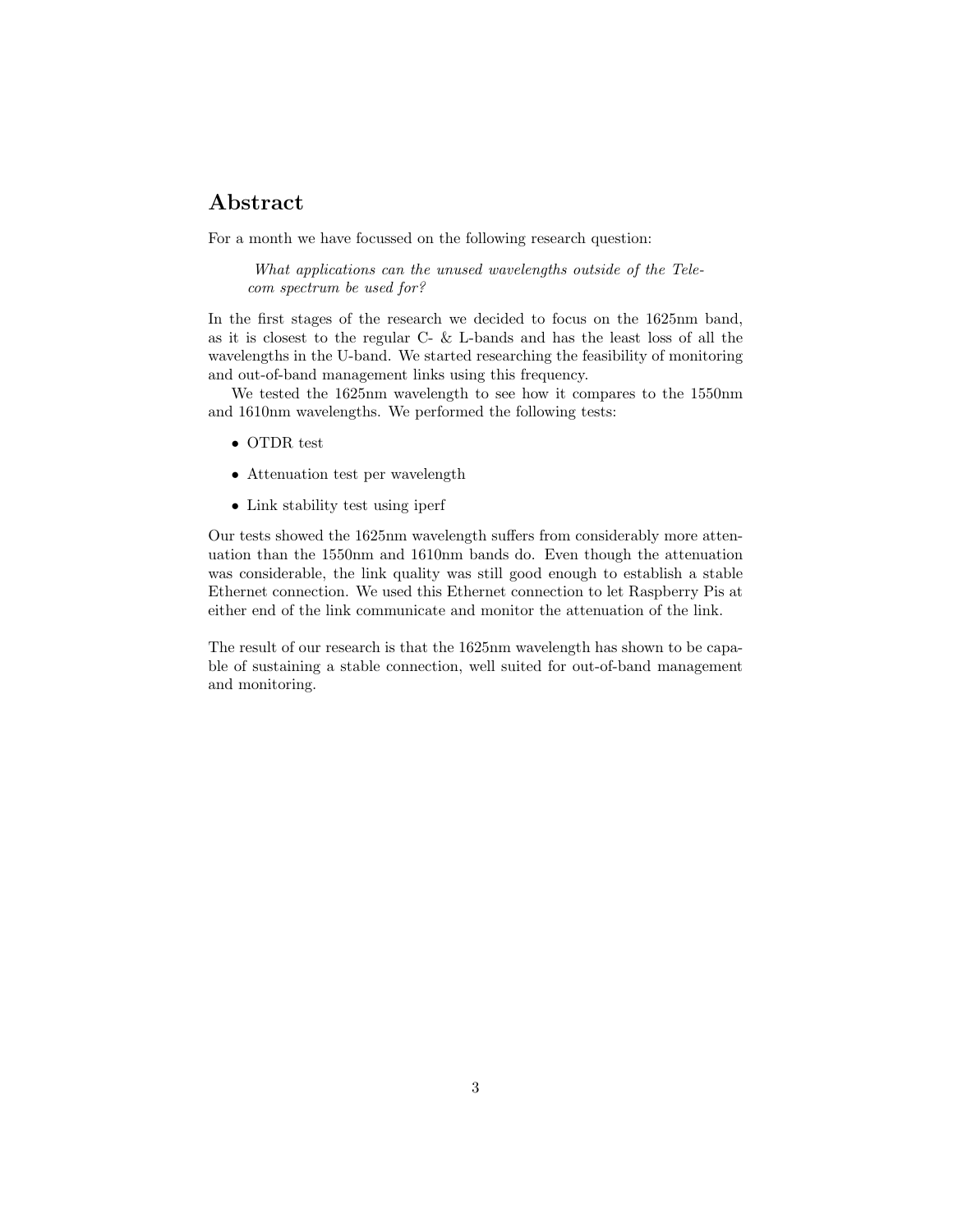## Abstract

For a month we have focussed on the following research question:

> *What applications can the unused wavelengths outside of the Telecom spectrum be used for?*

In the first stages of the research we decided to focus on the 1625nm band, as it is closest to the regular C- & L-bands and has the least loss of all the wavelengths in the U-band. We started researching the feasibility of monitoring and out-of-band management links using this frequency.

We tested the 1625nm wavelength to see how it compares to the 1550nm and 1610nm wavelengths. We performed the following tests:

- OTDR test
- Attenuation test per wavelength
- Link stability test using iperf

Our tests showed the 1625nm wavelength suffers from considerably more attenuation than the 1550nm and 1610nm bands do. Even though the attenuation was considerable, the link quality was still good enough to establish a stable Ethernet connection. We used this Ethernet connection to let Raspberry Pis at either end of the link communicate and monitor the attenuation of the link.

The result of our research is that the 1625nm wavelength has shown to be capable of sustaining a stable connection, well suited for out-of-band management and monitoring.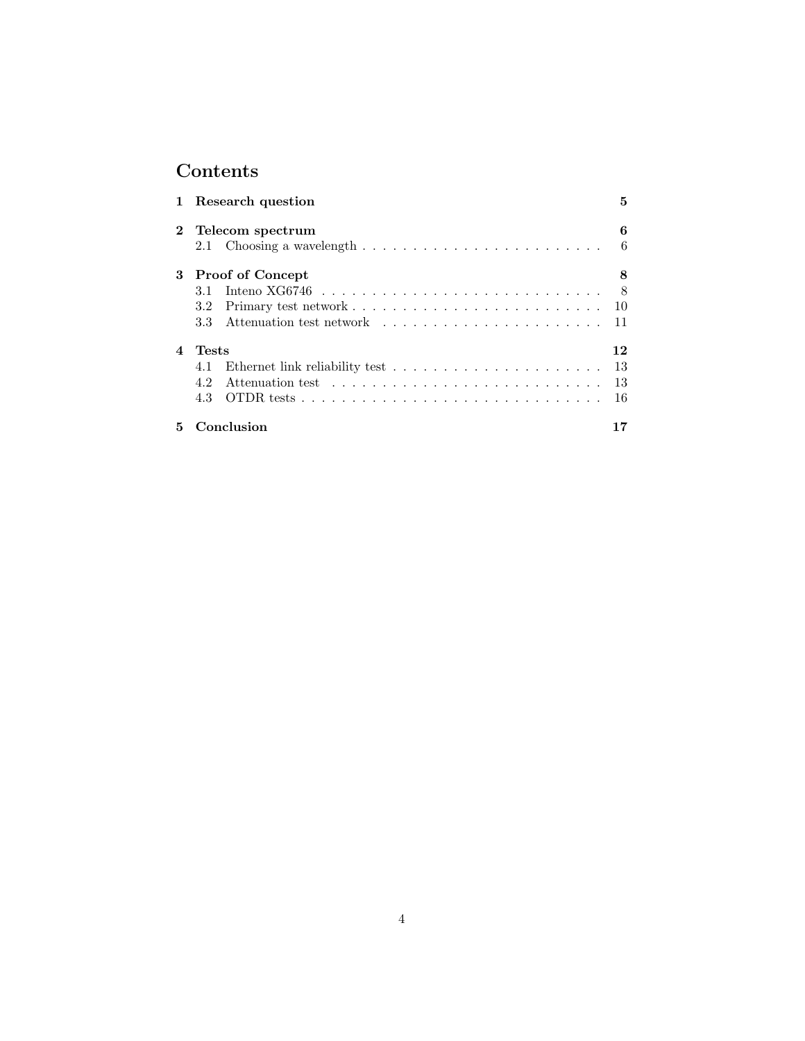# Contents

**1 Research question** — **5**

**2 Telecom spectrum** — **6**
- 2.1 Choosing a wavelength — 6

**3 Proof of Concept** — **8**
- 3.1 Inteno XG6746 — 8
- 3.2 Primary test network — 10
- 3.3 Attenuation test network — 11

**4 Tests** — **12**
- 4.1 Ethernet link reliability test — 13
- 4.2 Attenuation test — 13
- 4.3 OTDR tests — 16

**5 Conclusion** — **17**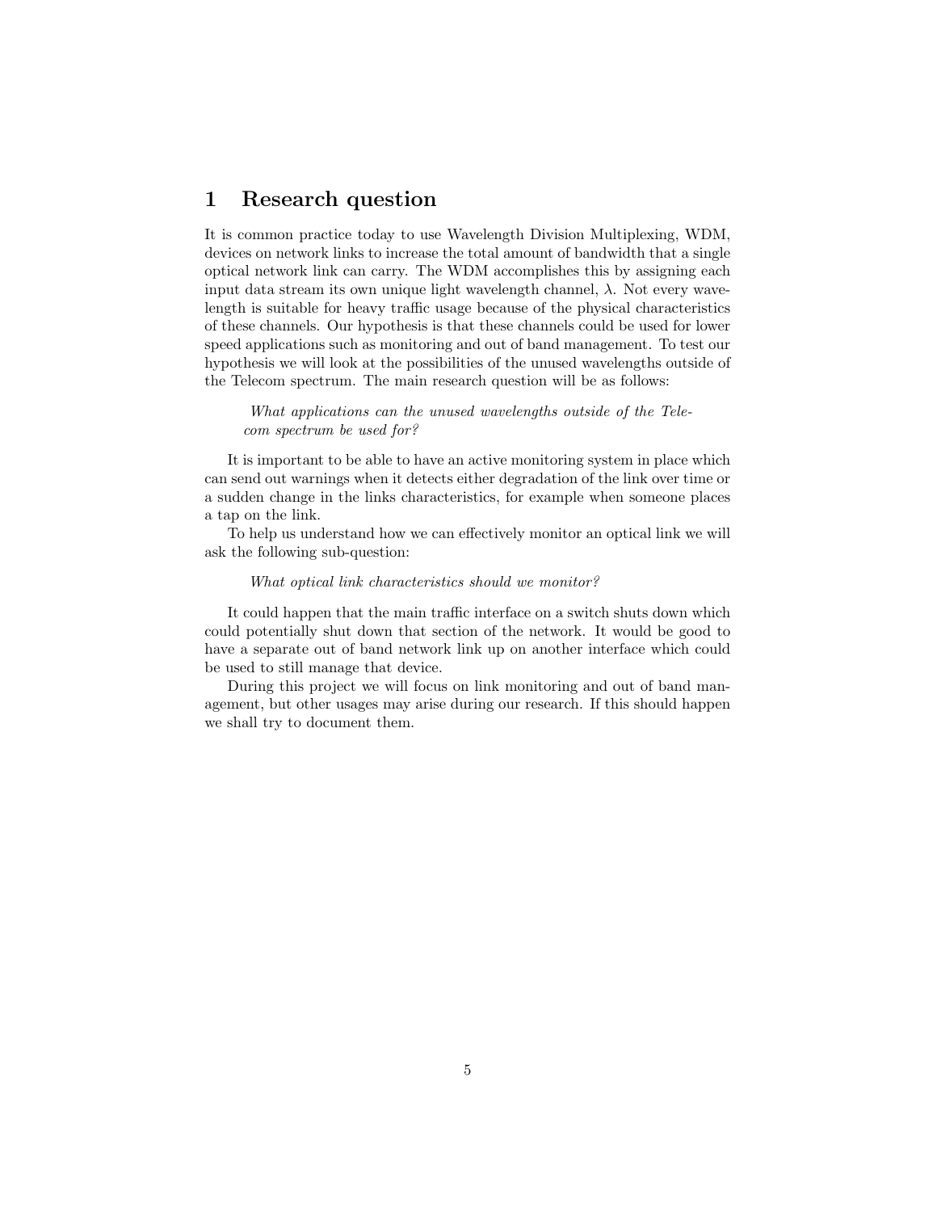# 1 Research question

It is common practice today to use Wavelength Division Multiplexing, WDM, devices on network links to increase the total amount of bandwidth that a single optical network link can carry. The WDM accomplishes this by assigning each input data stream its own unique light wavelength channel, $\lambda$. Not every wavelength is suitable for heavy traffic usage because of the physical characteristics of these channels. Our hypothesis is that these channels could be used for lower speed applications such as monitoring and out of band management. To test our hypothesis we will look at the possibilities of the unused wavelengths outside of the Telecom spectrum. The main research question will be as follows:

> *What applications can the unused wavelengths outside of the Telecom spectrum be used for?*

It is important to be able to have an active monitoring system in place which can send out warnings when it detects either degradation of the link over time or a sudden change in the links characteristics, for example when someone places a tap on the link.

To help us understand how we can effectively monitor an optical link we will ask the following sub-question:

> *What optical link characteristics should we monitor?*

It could happen that the main traffic interface on a switch shuts down which could potentially shut down that section of the network. It would be good to have a separate out of band network link up on another interface which could be used to still manage that device.

During this project we will focus on link monitoring and out of band management, but other usages may arise during our research. If this should happen we shall try to document them.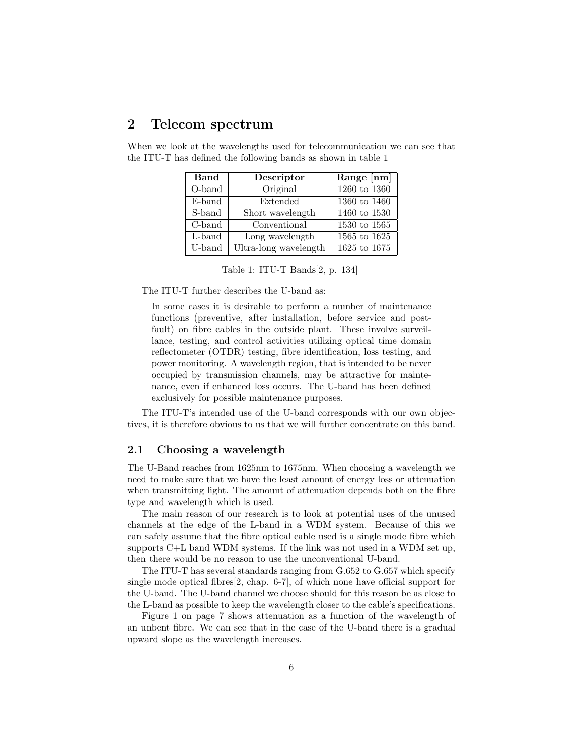## 2 Telecom spectrum

When we look at the wavelengths used for telecommunication we can see that the ITU-T has defined the following bands as shown in table 1

| Band | Descriptor | Range [nm] |
|---|---|---|
| O-band | Original | 1260 to 1360 |
| E-band | Extended | 1360 to 1460 |
| S-band | Short wavelength | 1460 to 1530 |
| C-band | Conventional | 1530 to 1565 |
| L-band | Long wavelength | 1565 to 1625 |
| U-band | Ultra-long wavelength | 1625 to 1675 |

Table 1: ITU-T Bands[2, p. 134]

The ITU-T further describes the U-band as:

> In some cases it is desirable to perform a number of maintenance functions (preventive, after installation, before service and post-fault) on fibre cables in the outside plant. These involve surveillance, testing, and control activities utilizing optical time domain reflectometer (OTDR) testing, fibre identification, loss testing, and power monitoring. A wavelength region, that is intended to be never occupied by transmission channels, may be attractive for maintenance, even if enhanced loss occurs. The U-band has been defined exclusively for possible maintenance purposes.

The ITU-T's intended use of the U-band corresponds with our own objectives, it is therefore obvious to us that we will further concentrate on this band.

### 2.1 Choosing a wavelength

The U-Band reaches from 1625nm to 1675nm. When choosing a wavelength we need to make sure that we have the least amount of energy loss or attenuation when transmitting light. The amount of attenuation depends both on the fibre type and wavelength which is used.

The main reason of our research is to look at potential uses of the unused channels at the edge of the L-band in a WDM system. Because of this we can safely assume that the fibre optical cable used is a single mode fibre which supports C+L band WDM systems. If the link was not used in a WDM set up, then there would be no reason to use the unconventional U-band.

The ITU-T has several standards ranging from G.652 to G.657 which specify single mode optical fibres[2, chap. 6-7], of which none have official support for the U-band. The U-band channel we choose should for this reason be as close to the L-band as possible to keep the wavelength closer to the cable's specifications.

Figure 1 on page 7 shows attenuation as a function of the wavelength of an unbent fibre. We can see that in the case of the U-band there is a gradual upward slope as the wavelength increases.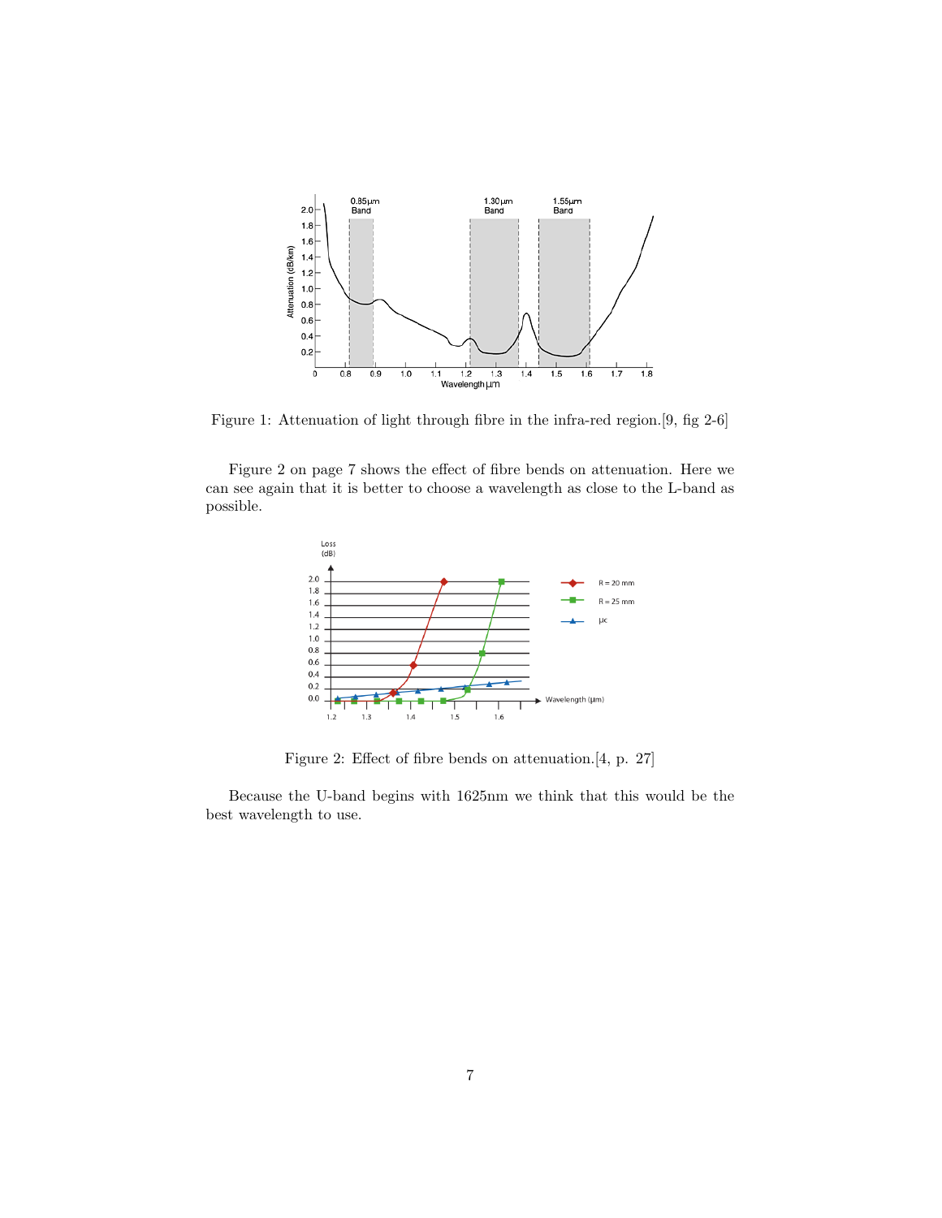Figure 1: Attenuation of light through fibre in the infra-red region.[9, fig 2-6]

Figure 2 on page 7 shows the effect of fibre bends on attenuation. Here we can see again that it is better to choose a wavelength as close to the L-band as possible.

Figure 2: Effect of fibre bends on attenuation.[4, p. 27]

Because the U-band begins with 1625nm we think that this would be the best wavelength to use.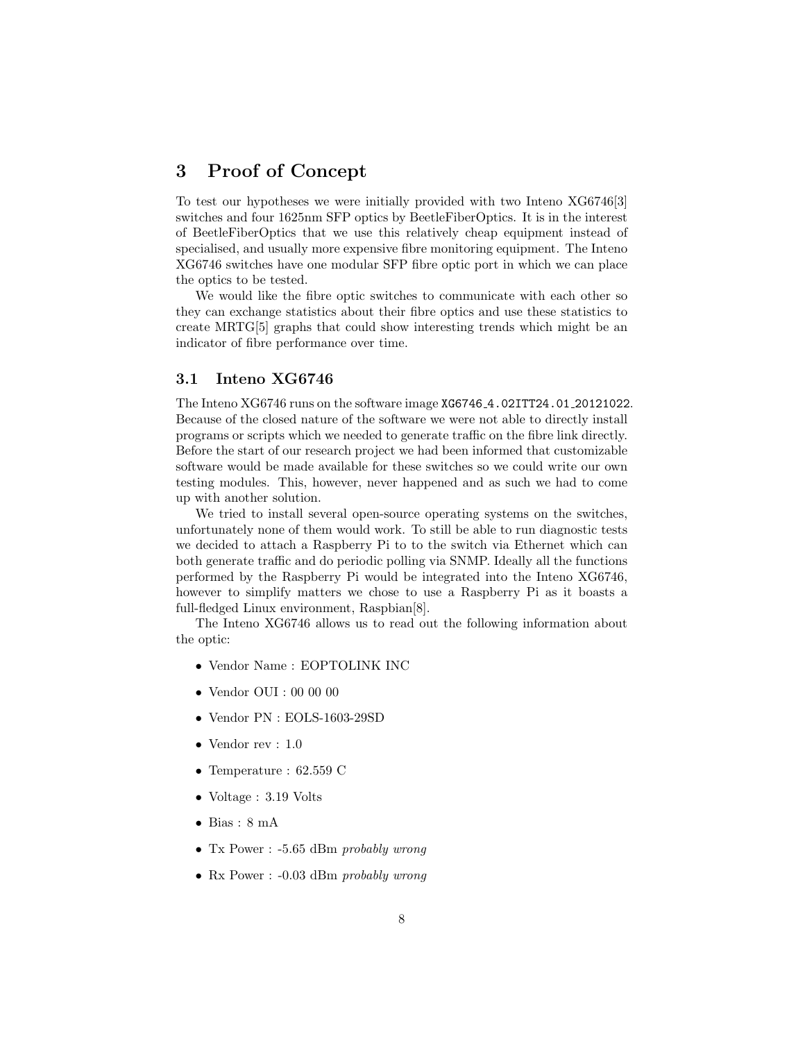## 3 Proof of Concept

To test our hypotheses we were initially provided with two Inteno XG6746[3] switches and four 1625nm SFP optics by BeetleFiberOptics. It is in the interest of BeetleFiberOptics that we use this relatively cheap equipment instead of specialised, and usually more expensive fibre monitoring equipment. The Inteno XG6746 switches have one modular SFP fibre optic port in which we can place the optics to be tested.

We would like the fibre optic switches to communicate with each other so they can exchange statistics about their fibre optics and use these statistics to create MRTG[5] graphs that could show interesting trends which might be an indicator of fibre performance over time.

### 3.1 Inteno XG6746

The Inteno XG6746 runs on the software image `XG6746_4.02ITT24.01_20121022`. Because of the closed nature of the software we were not able to directly install programs or scripts which we needed to generate traffic on the fibre link directly. Before the start of our research project we had been informed that customizable software would be made available for these switches so we could write our own testing modules. This, however, never happened and as such we had to come up with another solution.

We tried to install several open-source operating systems on the switches, unfortunately none of them would work. To still be able to run diagnostic tests we decided to attach a Raspberry Pi to to the switch via Ethernet which can both generate traffic and do periodic polling via SNMP. Ideally all the functions performed by the Raspberry Pi would be integrated into the Inteno XG6746, however to simplify matters we chose to use a Raspberry Pi as it boasts a full-fledged Linux environment, Raspbian[8].

The Inteno XG6746 allows us to read out the following information about the optic:

- Vendor Name : EOPTOLINK INC
- Vendor OUI : 00 00 00
- Vendor PN : EOLS-1603-29SD
- Vendor rev : 1.0
- Temperature : 62.559 C
- Voltage : 3.19 Volts
- Bias : 8 mA
- Tx Power : -5.65 dBm *probably wrong*
- Rx Power : -0.03 dBm *probably wrong*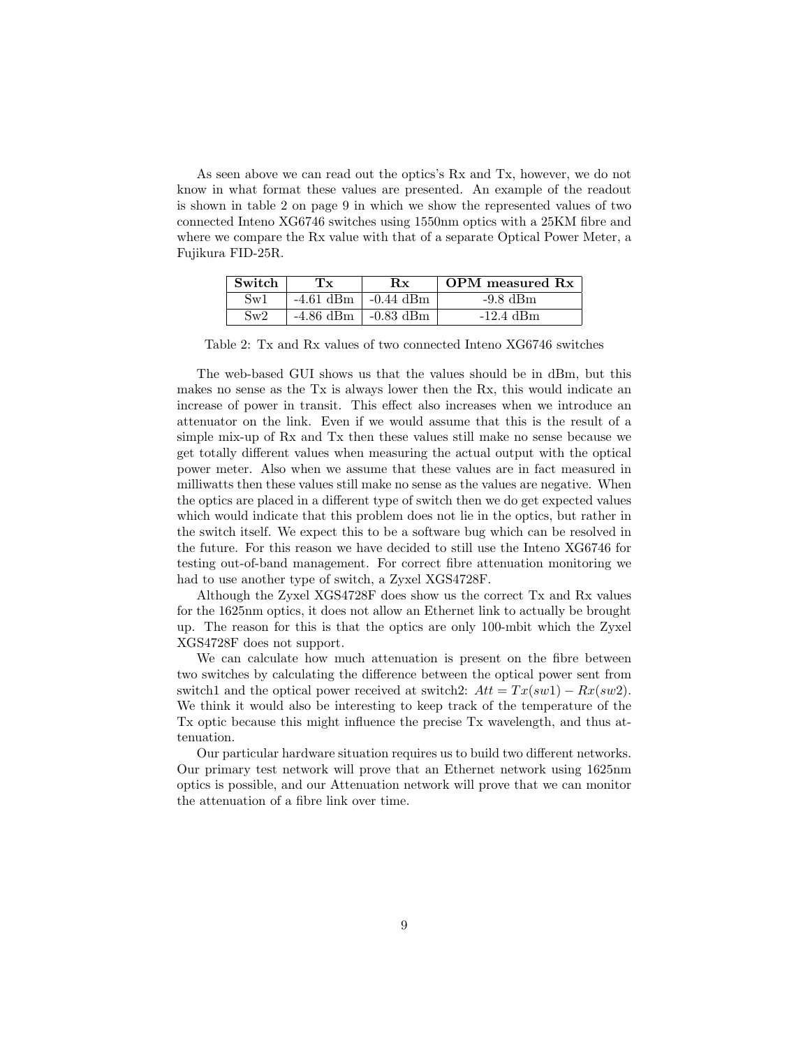As seen above we can read out the optics's Rx and Tx, however, we do not know in what format these values are presented. An example of the readout is shown in table 2 on page 9 in which we show the represented values of two connected Inteno XG6746 switches using 1550nm optics with a 25KM fibre and where we compare the Rx value with that of a separate Optical Power Meter, a Fujikura FID-25R.

| Switch | Tx | Rx | OPM measured Rx |
|---|---|---|---|
| Sw1 | -4.61 dBm | -0.44 dBm | -9.8 dBm |
| Sw2 | -4.86 dBm | -0.83 dBm | -12.4 dBm |

Table 2: Tx and Rx values of two connected Inteno XG6746 switches

The web-based GUI shows us that the values should be in dBm, but this makes no sense as the Tx is always lower then the Rx, this would indicate an increase of power in transit. This effect also increases when we introduce an attenuator on the link. Even if we would assume that this is the result of a simple mix-up of Rx and Tx then these values still make no sense because we get totally different values when measuring the actual output with the optical power meter. Also when we assume that these values are in fact measured in milliwatts then these values still make no sense as the values are negative. When the optics are placed in a different type of switch then we do get expected values which would indicate that this problem does not lie in the optics, but rather in the switch itself. We expect this to be a software bug which can be resolved in the future. For this reason we have decided to still use the Inteno XG6746 for testing out-of-band management. For correct fibre attenuation monitoring we had to use another type of switch, a Zyxel XGS4728F.

Although the Zyxel XGS4728F does show us the correct Tx and Rx values for the 1625nm optics, it does not allow an Ethernet link to actually be brought up. The reason for this is that the optics are only 100-mbit which the Zyxel XGS4728F does not support.

We can calculate how much attenuation is present on the fibre between two switches by calculating the difference between the optical power sent from switch1 and the optical power received at switch2: $Att = Tx(sw1) - Rx(sw2)$. We think it would also be interesting to keep track of the temperature of the Tx optic because this might influence the precise Tx wavelength, and thus attenuation.

Our particular hardware situation requires us to build two different networks. Our primary test network will prove that an Ethernet network using 1625nm optics is possible, and our Attenuation network will prove that we can monitor the attenuation of a fibre link over time.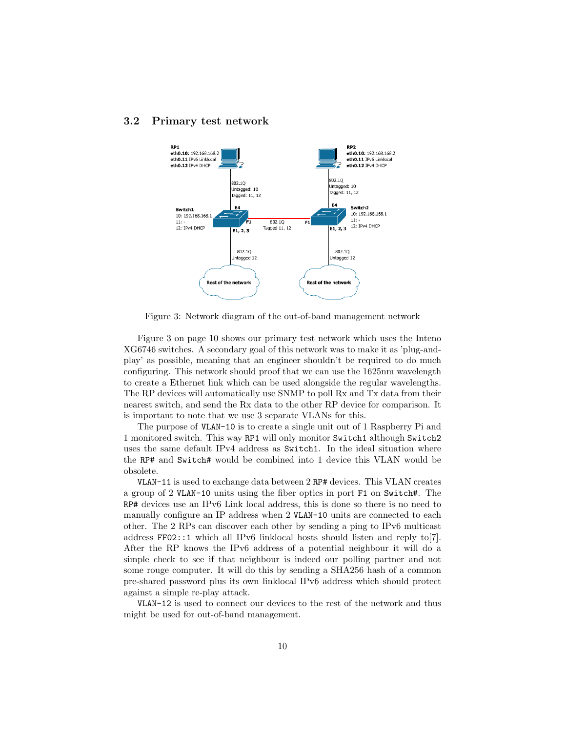### 3.2 Primary test network

Figure 3: Network diagram of the out-of-band management network

Figure 3 on page 10 shows our primary test network which uses the Inteno XG6746 switches. A secondary goal of this network was to make it as 'plug-and-play' as possible, meaning that an engineer shouldn't be required to do much configuring. This network should proof that we can use the 1625nm wavelength to create a Ethernet link which can be used alongside the regular wavelengths. The RP devices will automatically use SNMP to poll Rx and Tx data from their nearest switch, and send the Rx data to the other RP device for comparison. It is important to note that we use 3 separate VLANs for this.

The purpose of `VLAN-10` is to create a single unit out of 1 Raspberry Pi and 1 monitored switch. This way `RP1` will only monitor `Switch1` although `Switch2` uses the same default IPv4 address as `Switch1`. In the ideal situation where the `RP#` and `Switch#` would be combined into 1 device this VLAN would be obsolete.

`VLAN-11` is used to exchange data between 2 `RP#` devices. This VLAN creates a group of 2 `VLAN-10` units using the fiber optics in port `F1` on `Switch#`. The `RP#` devices use an IPv6 Link local address, this is done so there is no need to manually configure an IP address when 2 `VLAN-10` units are connected to each other. The 2 RPs can discover each other by sending a ping to IPv6 multicast address `FF02::1` which all IPv6 linklocal hosts should listen and reply to[7]. After the RP knows the IPv6 address of a potential neighbour it will do a simple check to see if that neighbour is indeed our polling partner and not some rouge computer. It will do this by sending a SHA256 hash of a common pre-shared password plus its own linklocal IPv6 address which should protect against a simple re-play attack.

`VLAN-12` is used to connect our devices to the rest of the network and thus might be used for out-of-band management.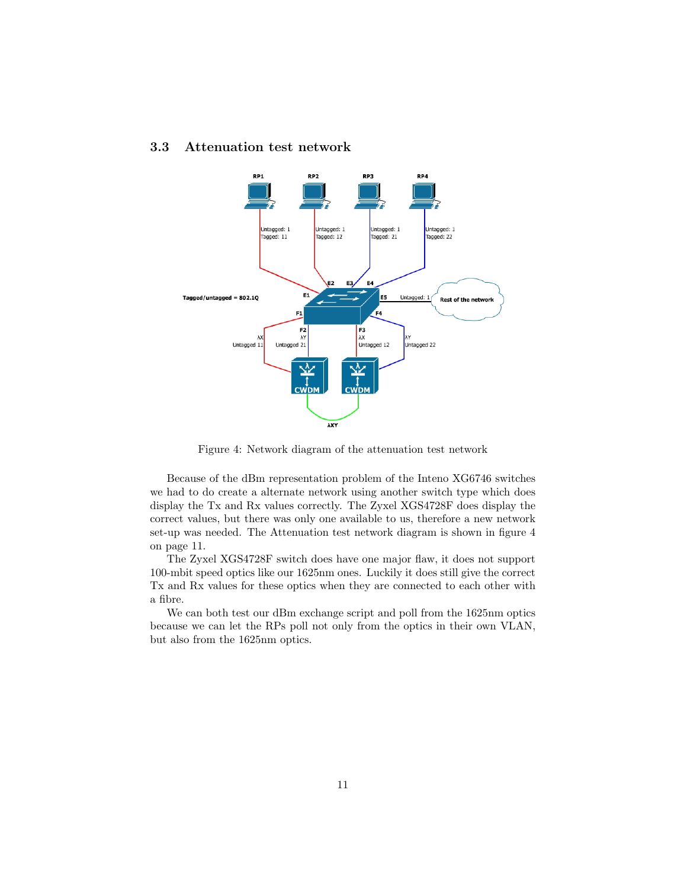### 3.3 Attenuation test network

Figure 4: Network diagram of the attenuation test network

Because of the dBm representation problem of the Inteno XG6746 switches we had to do create a alternate network using another switch type which does display the Tx and Rx values correctly. The Zyxel XGS4728F does display the correct values, but there was only one available to us, therefore a new network set-up was needed. The Attenuation test network diagram is shown in figure 4 on page 11.

The Zyxel XGS4728F switch does have one major flaw, it does not support 100-mbit speed optics like our 1625nm ones. Luckily it does still give the correct Tx and Rx values for these optics when they are connected to each other with a fibre.

We can both test our dBm exchange script and poll from the 1625nm optics because we can let the RPs poll not only from the optics in their own VLAN, but also from the 1625nm optics.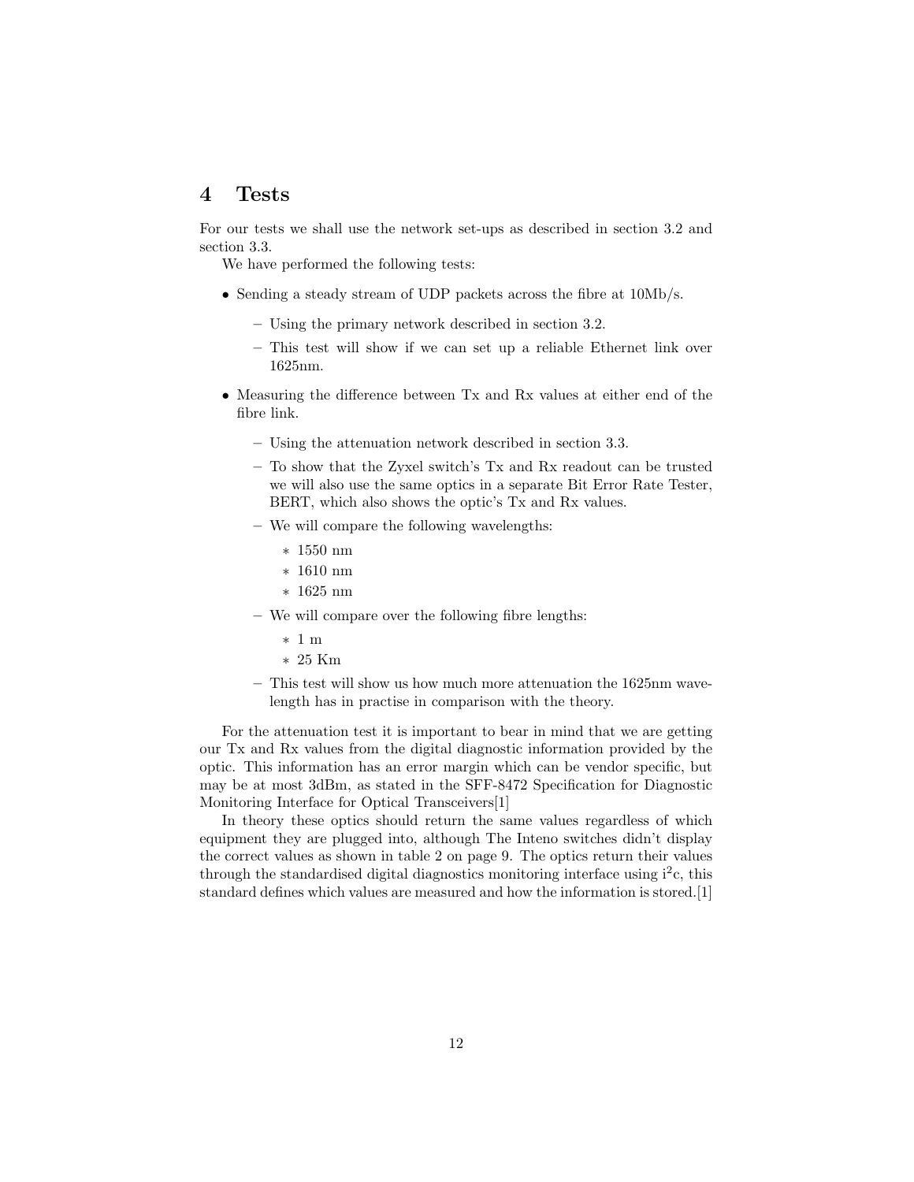# 4 Tests

For our tests we shall use the network set-ups as described in section 3.2 and section 3.3.

We have performed the following tests:

- Sending a steady stream of UDP packets across the fibre at 10Mb/s.
  - Using the primary network described in section 3.2.
  - This test will show if we can set up a reliable Ethernet link over 1625nm.
- Measuring the difference between Tx and Rx values at either end of the fibre link.
  - Using the attenuation network described in section 3.3.
  - To show that the Zyxel switch's Tx and Rx readout can be trusted we will also use the same optics in a separate Bit Error Rate Tester, BERT, which also shows the optic's Tx and Rx values.
  - We will compare the following wavelengths:
    - 1550 nm
    - 1610 nm
    - 1625 nm
  - We will compare over the following fibre lengths:
    - 1 m
    - 25 Km
  - This test will show us how much more attenuation the 1625nm wavelength has in practise in comparison with the theory.

For the attenuation test it is important to bear in mind that we are getting our Tx and Rx values from the digital diagnostic information provided by the optic. This information has an error margin which can be vendor specific, but may be at most 3dBm, as stated in the SFF-8472 Specification for Diagnostic Monitoring Interface for Optical Transceivers[1]

In theory these optics should return the same values regardless of which equipment they are plugged into, although The Inteno switches didn't display the correct values as shown in table 2 on page 9. The optics return their values through the standardised digital diagnostics monitoring interface using $i^2c$, this standard defines which values are measured and how the information is stored.[1]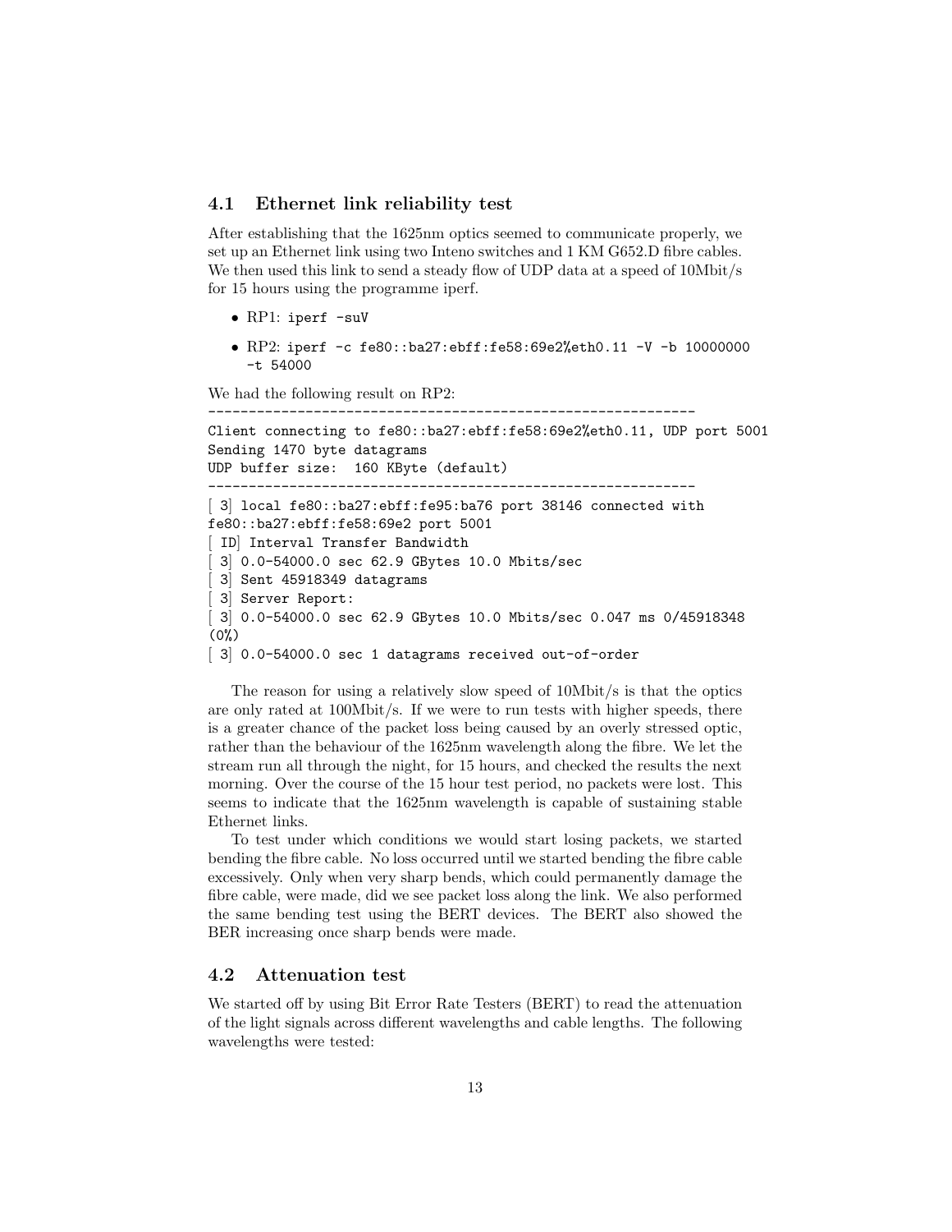### 4.1 Ethernet link reliability test

After establishing that the 1625nm optics seemed to communicate properly, we set up an Ethernet link using two Inteno switches and 1 KM G652.D fibre cables. We then used this link to send a steady flow of UDP data at a speed of 10Mbit/s for 15 hours using the programme iperf.

- RP1: `iperf -suV`
- RP2: `iperf -c fe80::ba27:ebff:fe58:69e2%eth0.11 -V -b 10000000 -t 54000`

We had the following result on RP2:

```
------------------------------------------------------------
Client connecting to fe80::ba27:ebff:fe58:69e2%eth0.11, UDP port 5001
Sending 1470 byte datagrams
UDP buffer size:  160 KByte (default)
------------------------------------------------------------
[ 3] local fe80::ba27:ebff:fe95:ba76 port 38146 connected with
fe80::ba27:ebff:fe58:69e2 port 5001
[ ID] Interval Transfer Bandwidth
[ 3] 0.0-54000.0 sec 62.9 GBytes 10.0 Mbits/sec
[ 3] Sent 45918349 datagrams
[ 3] Server Report:
[ 3] 0.0-54000.0 sec 62.9 GBytes 10.0 Mbits/sec 0.047 ms 0/45918348
(0%)
[ 3] 0.0-54000.0 sec 1 datagrams received out-of-order
```

The reason for using a relatively slow speed of 10Mbit/s is that the optics are only rated at 100Mbit/s. If we were to run tests with higher speeds, there is a greater chance of the packet loss being caused by an overly stressed optic, rather than the behaviour of the 1625nm wavelength along the fibre. We let the stream run all through the night, for 15 hours, and checked the results the next morning. Over the course of the 15 hour test period, no packets were lost. This seems to indicate that the 1625nm wavelength is capable of sustaining stable Ethernet links.

To test under which conditions we would start losing packets, we started bending the fibre cable. No loss occurred until we started bending the fibre cable excessively. Only when very sharp bends, which could permanently damage the fibre cable, were made, did we see packet loss along the link. We also performed the same bending test using the BERT devices. The BERT also showed the BER increasing once sharp bends were made.

### 4.2 Attenuation test

We started off by using Bit Error Rate Testers (BERT) to read the attenuation of the light signals across different wavelengths and cable lengths. The following wavelengths were tested: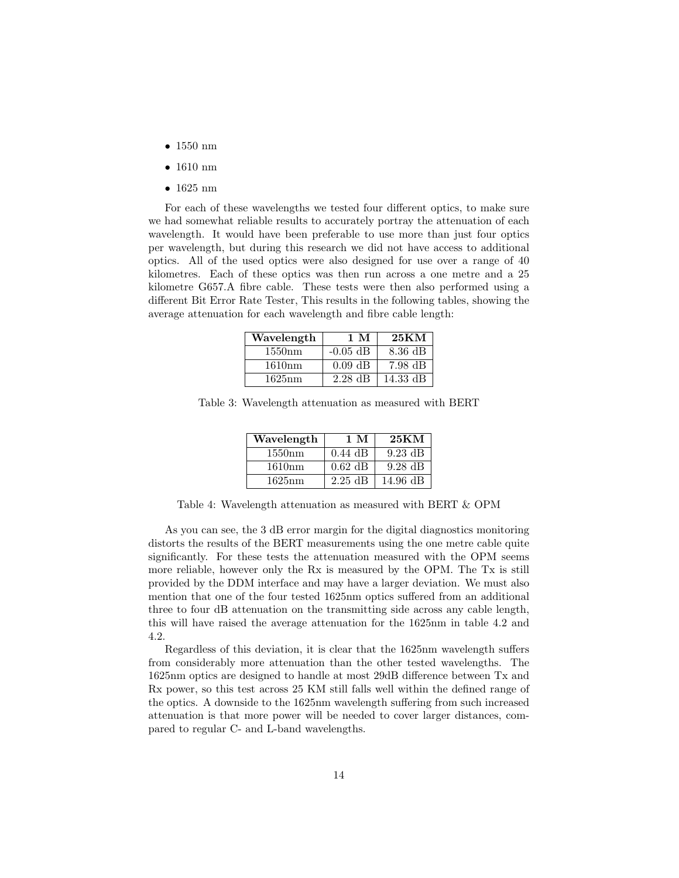- 1550 nm
- 1610 nm
- 1625 nm

For each of these wavelengths we tested four different optics, to make sure we had somewhat reliable results to accurately portray the attenuation of each wavelength. It would have been preferable to use more than just four optics per wavelength, but during this research we did not have access to additional optics. All of the used optics were also designed for use over a range of 40 kilometres. Each of these optics was then run across a one metre and a 25 kilometre G657.A fibre cable. These tests were then also performed using a different Bit Error Rate Tester, This results in the following tables, showing the average attenuation for each wavelength and fibre cable length:

| **Wavelength** | **1 M** | **25KM** |
|---|---|---|
| 1550nm | -0.05 dB | 8.36 dB |
| 1610nm | 0.09 dB | 7.98 dB |
| 1625nm | 2.28 dB | 14.33 dB |

Table 3: Wavelength attenuation as measured with BERT

| **Wavelength** | **1 M** | **25KM** |
|---|---|---|
| 1550nm | 0.44 dB | 9.23 dB |
| 1610nm | 0.62 dB | 9.28 dB |
| 1625nm | 2.25 dB | 14.96 dB |

Table 4: Wavelength attenuation as measured with BERT & OPM

As you can see, the 3 dB error margin for the digital diagnostics monitoring distorts the results of the BERT measurements using the one metre cable quite significantly. For these tests the attenuation measured with the OPM seems more reliable, however only the Rx is measured by the OPM. The Tx is still provided by the DDM interface and may have a larger deviation. We must also mention that one of the four tested 1625nm optics suffered from an additional three to four dB attenuation on the transmitting side across any cable length, this will have raised the average attenuation for the 1625nm in table 4.2 and 4.2.

Regardless of this deviation, it is clear that the 1625nm wavelength suffers from considerably more attenuation than the other tested wavelengths. The 1625nm optics are designed to handle at most 29dB difference between Tx and Rx power, so this test across 25 KM still falls well within the defined range of the optics. A downside to the 1625nm wavelength suffering from such increased attenuation is that more power will be needed to cover larger distances, compared to regular C- and L-band wavelengths.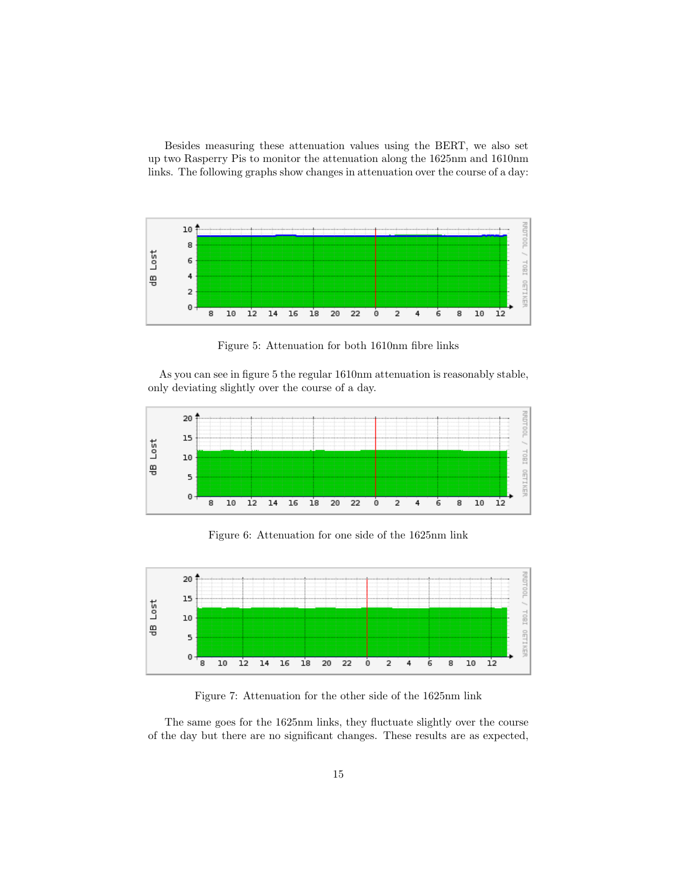Besides measuring these attenuation values using the BERT, we also set up two Rasperry Pis to monitor the attenuation along the 1625nm and 1610nm links. The following graphs show changes in attenuation over the course of a day:

Figure 5: Attenuation for both 1610nm fibre links

As you can see in figure 5 the regular 1610nm attenuation is reasonably stable, only deviating slightly over the course of a day.

Figure 6: Attenuation for one side of the 1625nm link

Figure 7: Attenuation for the other side of the 1625nm link

The same goes for the 1625nm links, they fluctuate slightly over the course of the day but there are no significant changes. These results are as expected,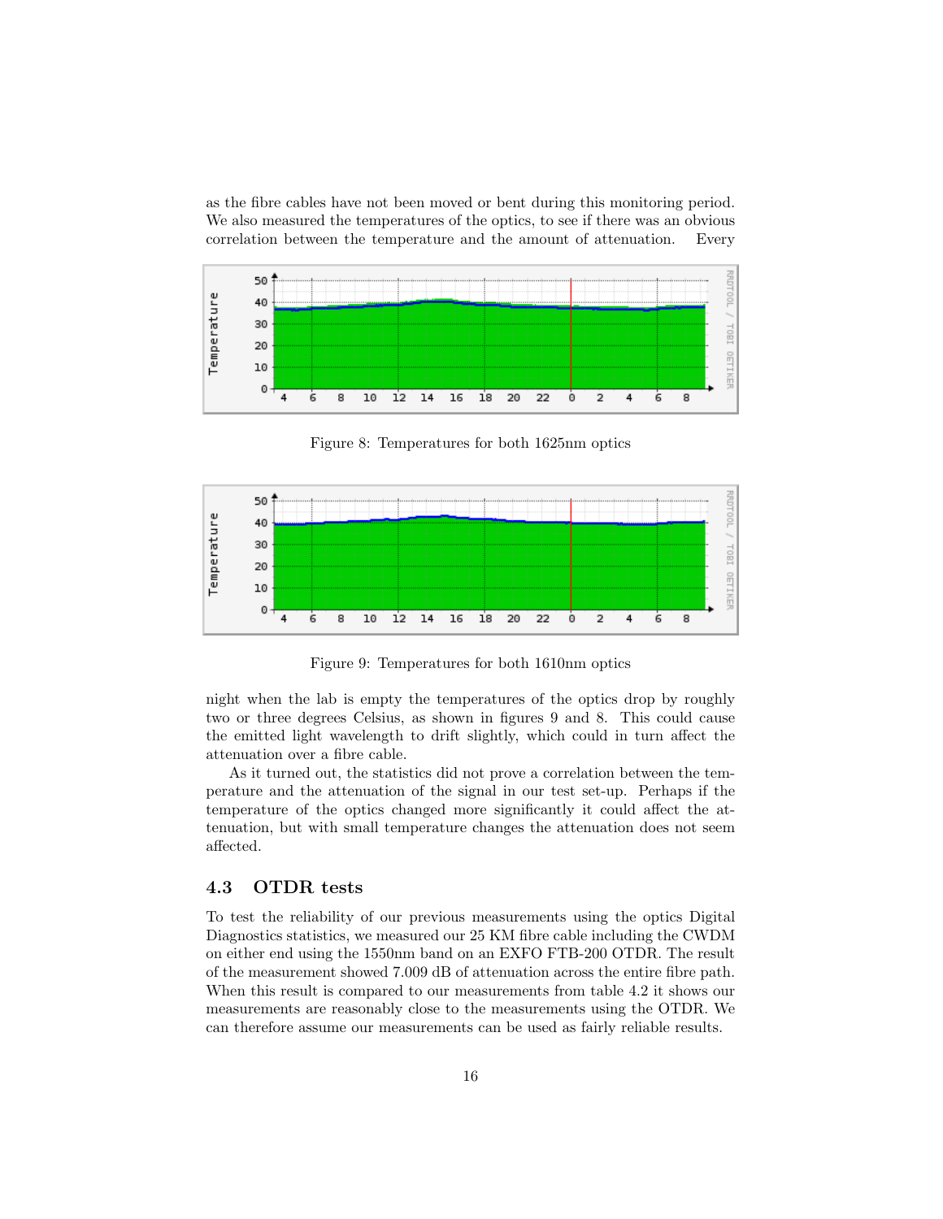as the fibre cables have not been moved or bent during this monitoring period. We also measured the temperatures of the optics, to see if there was an obvious correlation between the temperature and the amount of attenuation. Every

Figure 8: Temperatures for both 1625nm optics

Figure 9: Temperatures for both 1610nm optics

night when the lab is empty the temperatures of the optics drop by roughly two or three degrees Celsius, as shown in figures 9 and 8. This could cause the emitted light wavelength to drift slightly, which could in turn affect the attenuation over a fibre cable.

As it turned out, the statistics did not prove a correlation between the temperature and the attenuation of the signal in our test set-up. Perhaps if the temperature of the optics changed more significantly it could affect the attenuation, but with small temperature changes the attenuation does not seem affected.

## 4.3 OTDR tests

To test the reliability of our previous measurements using the optics Digital Diagnostics statistics, we measured our 25 KM fibre cable including the CWDM on either end using the 1550nm band on an EXFO FTB-200 OTDR. The result of the measurement showed 7.009 dB of attenuation across the entire fibre path. When this result is compared to our measurements from table 4.2 it shows our measurements are reasonably close to the measurements using the OTDR. We can therefore assume our measurements can be used as fairly reliable results.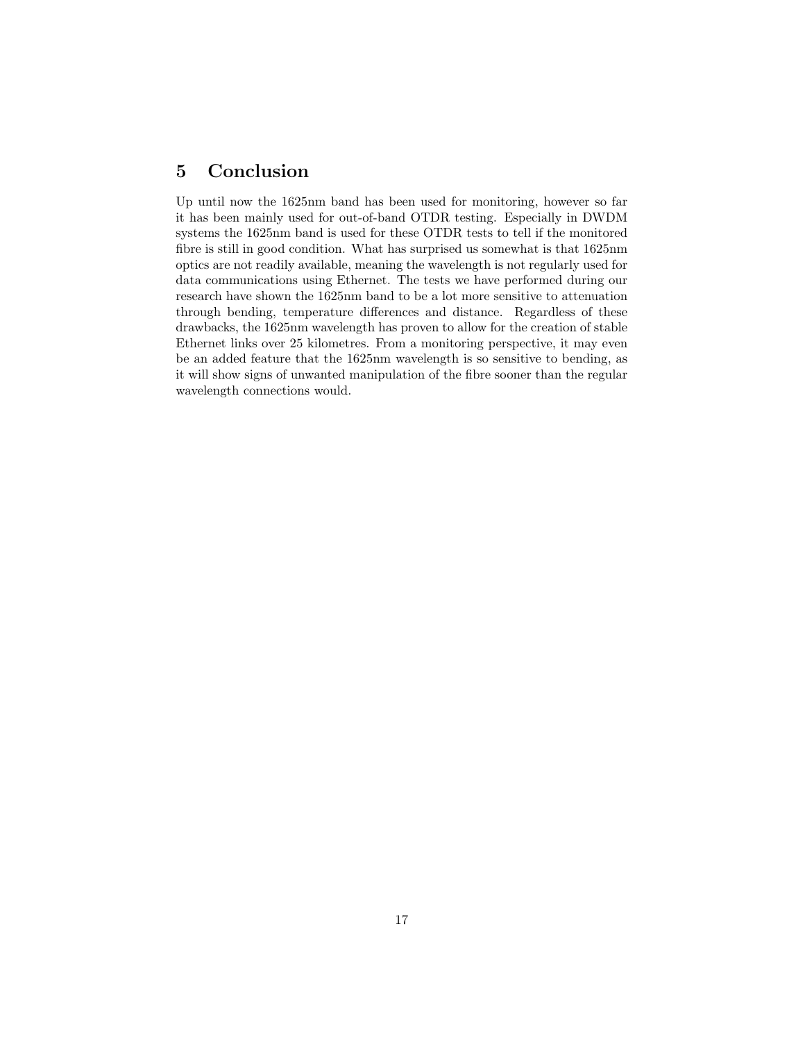# 5 Conclusion

Up until now the 1625nm band has been used for monitoring, however so far it has been mainly used for out-of-band OTDR testing. Especially in DWDM systems the 1625nm band is used for these OTDR tests to tell if the monitored fibre is still in good condition. What has surprised us somewhat is that 1625nm optics are not readily available, meaning the wavelength is not regularly used for data communications using Ethernet. The tests we have performed during our research have shown the 1625nm band to be a lot more sensitive to attenuation through bending, temperature differences and distance. Regardless of these drawbacks, the 1625nm wavelength has proven to allow for the creation of stable Ethernet links over 25 kilometres. From a monitoring perspective, it may even be an added feature that the 1625nm wavelength is so sensitive to bending, as it will show signs of unwanted manipulation of the fibre sooner than the regular wavelength connections would.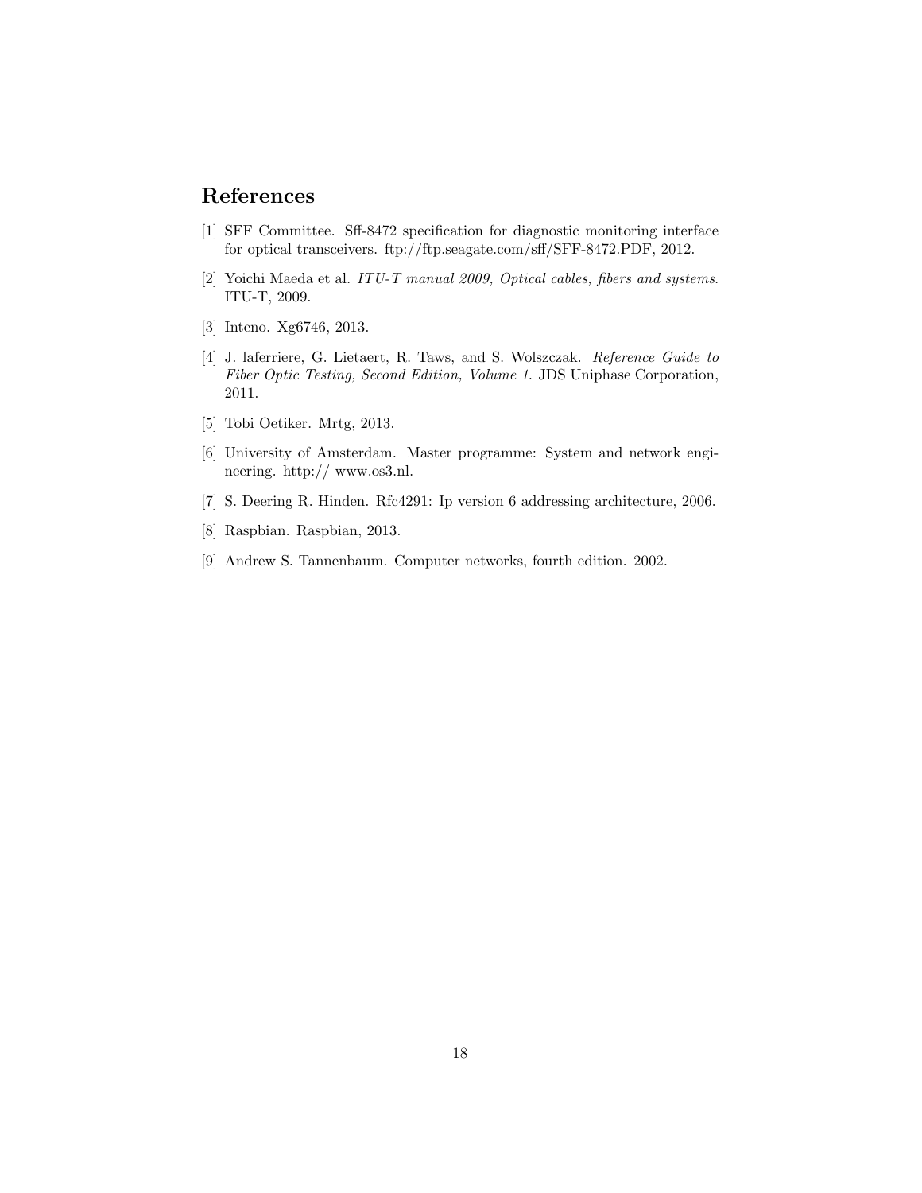## References

[1] SFF Committee. Sff-8472 specification for diagnostic monitoring interface for optical transceivers. ftp://ftp.seagate.com/sff/SFF-8472.PDF, 2012.

[2] Yoichi Maeda et al. *ITU-T manual 2009, Optical cables, fibers and systems.* ITU-T, 2009.

[3] Inteno. Xg6746, 2013.

[4] J. laferriere, G. Lietaert, R. Taws, and S. Wolszczak. *Reference Guide to Fiber Optic Testing, Second Edition, Volume 1.* JDS Uniphase Corporation, 2011.

[5] Tobi Oetiker. Mrtg, 2013.

[6] University of Amsterdam. Master programme: System and network engineering. http:// www.os3.nl.

[7] S. Deering R. Hinden. Rfc4291: Ip version 6 addressing architecture, 2006.

[8] Raspbian. Raspbian, 2013.

[9] Andrew S. Tannenbaum. Computer networks, fourth edition. 2002.